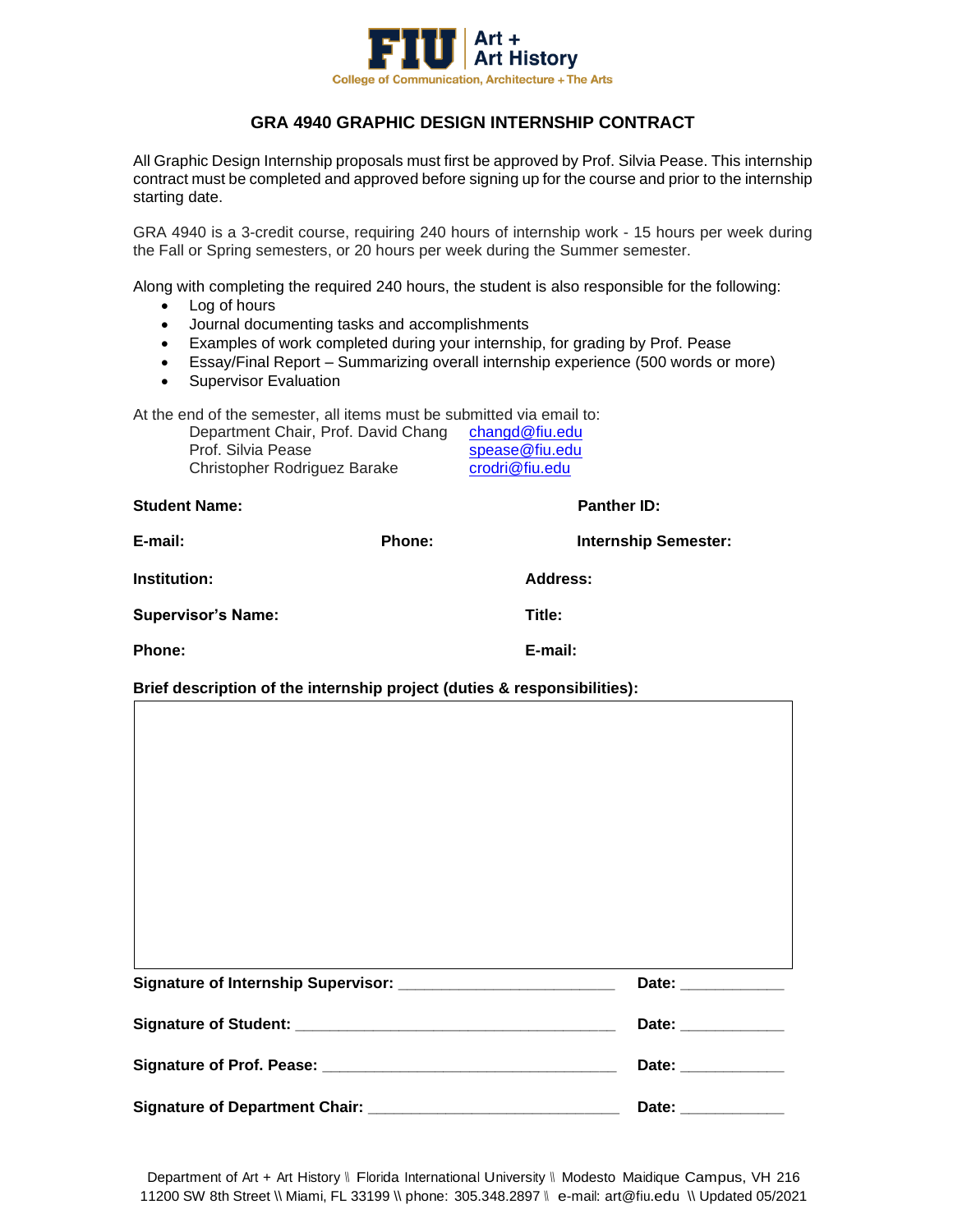FIU | Art + Art History
College of Communication, Architecture + The Arts

## GRA 4940 GRAPHIC DESIGN INTERNSHIP CONTRACT

All Graphic Design Internship proposals must first be approved by Prof. Silvia Pease. This internship contract must be completed and approved before signing up for the course and prior to the internship starting date.

GRA 4940 is a 3-credit course, requiring 240 hours of internship work - 15 hours per week during the Fall or Spring semesters, or 20 hours per week during the Summer semester.

Along with completing the required 240 hours, the student is also responsible for the following:

- Log of hours
- Journal documenting tasks and accomplishments
- Examples of work completed during your internship, for grading by Prof. Pease
- Essay/Final Report – Summarizing overall internship experience (500 words or more)
- Supervisor Evaluation

At the end of the semester, all items must be submitted via email to:

| | |
|---|---|
| Department Chair, Prof. David Chang | changd@fiu.edu |
| Prof. Silvia Pease | spease@fiu.edu |
| Christopher Rodriguez Barake | crodri@fiu.edu |

**Student Name:** **Panther ID:**

**E-mail:** **Phone:** **Internship Semester:**

**Institution:** **Address:**

**Supervisor's Name:** **Title:**

**Phone:** **E-mail:**

**Brief description of the internship project (duties & responsibilities):**

**Signature of Internship Supervisor:** ________________________ **Date:** ____________

**Signature of Student:** ____________________________________ **Date:** ____________

**Signature of Prof. Pease:** _________________________________ **Date:** ____________

**Signature of Department Chair:** ____________________________ **Date:** ____________

Department of Art + Art History \\ Florida International University \\ Modesto Maidique Campus, VH 216
11200 SW 8th Street \\ Miami, FL 33199 \\ phone: 305.348.2897 \\ e-mail: art@fiu.edu \\ Updated 05/2021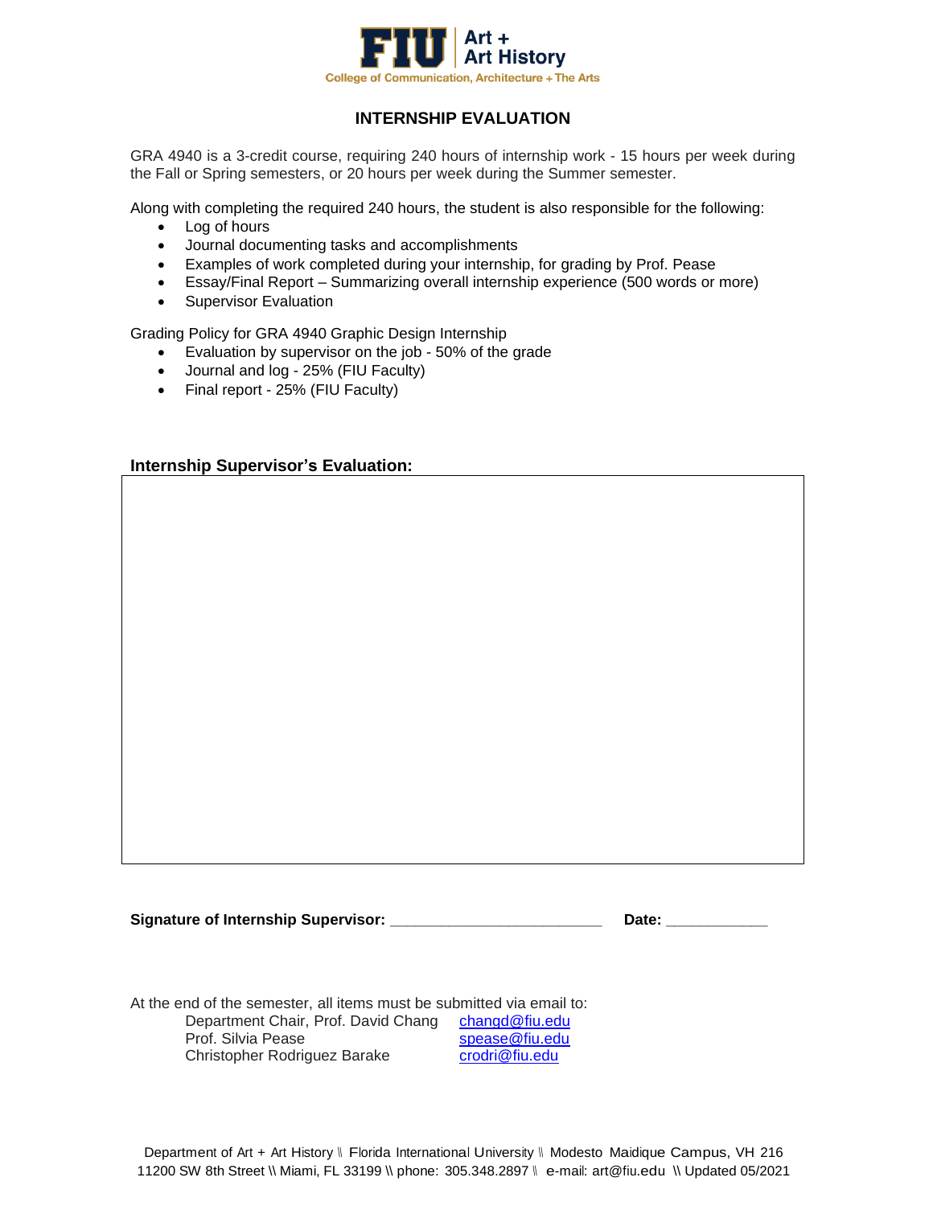FIU Art + Art History

College of Communication, Architecture + The Arts

## INTERNSHIP EVALUATION

GRA 4940 is a 3-credit course, requiring 240 hours of internship work - 15 hours per week during the Fall or Spring semesters, or 20 hours per week during the Summer semester.

Along with completing the required 240 hours, the student is also responsible for the following:

- Log of hours
- Journal documenting tasks and accomplishments
- Examples of work completed during your internship, for grading by Prof. Pease
- Essay/Final Report – Summarizing overall internship experience (500 words or more)
- Supervisor Evaluation

Grading Policy for GRA 4940 Graphic Design Internship

- Evaluation by supervisor on the job - 50% of the grade
- Journal and log - 25% (FIU Faculty)
- Final report - 25% (FIU Faculty)

**Internship Supervisor's Evaluation:**

**Signature of Internship Supervisor:** ________________________ **Date:** ____________

At the end of the semester, all items must be submitted via email to:

| | |
|---|---|
| Department Chair, Prof. David Chang | changd@fiu.edu |
| Prof. Silvia Pease | spease@fiu.edu |
| Christopher Rodriguez Barake | crodri@fiu.edu |

Department of Art + Art History \\ Florida International University \\ Modesto Maidique Campus, VH 216
11200 SW 8th Street \\ Miami, FL 33199 \\ phone: 305.348.2897 \\ e-mail: art@fiu.edu \\ Updated 05/2021